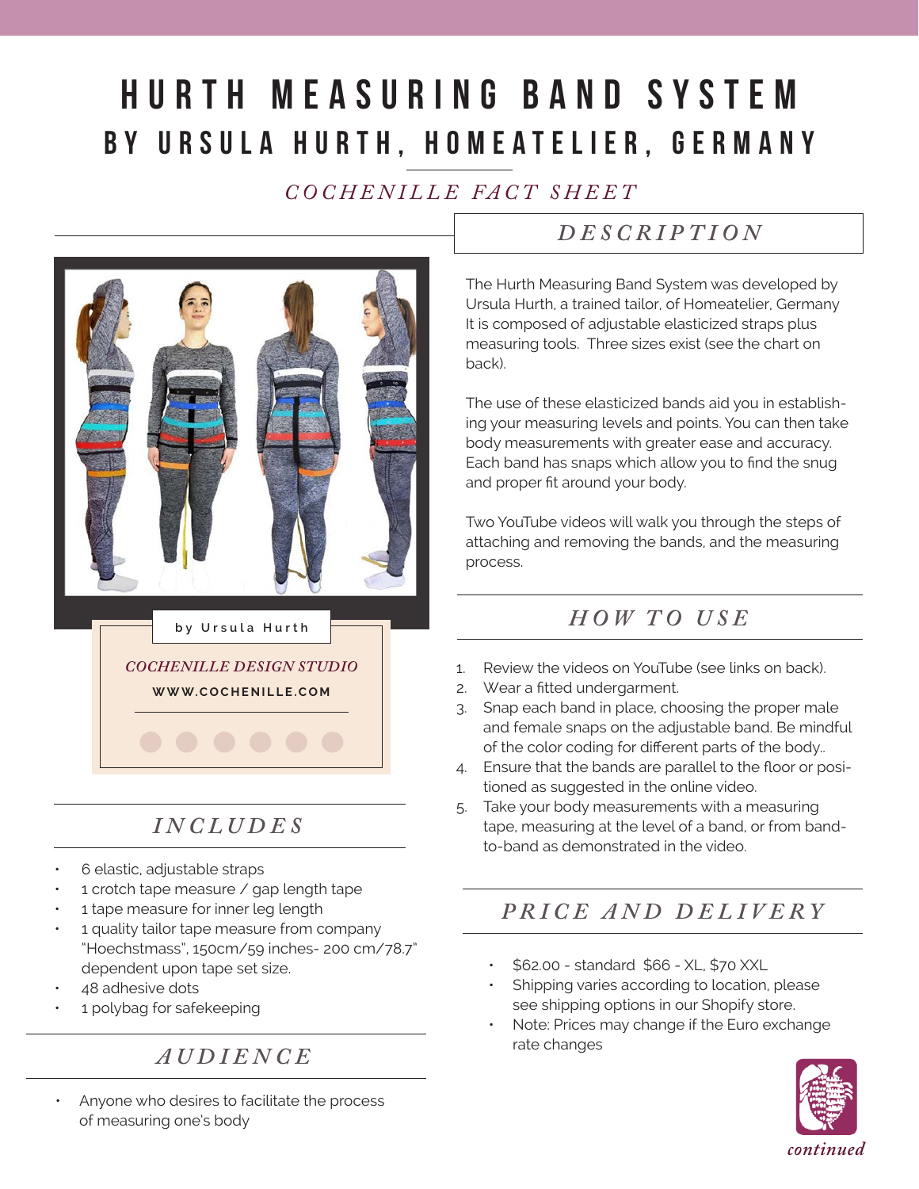# HURTH MEASURING BAND SYSTEM

## BY URSULA HURTH, HOMEATELIER, GERMANY

*COCHENILLE FACT SHEET*

### *DESCRIPTION*

The Hurth Measuring Band System was developed by Ursula Hurth, a trained tailor, of Homeatelier, Germany It is composed of adjustable elasticized straps plus measuring tools. Three sizes exist (see the chart on back).

The use of these elasticized bands aid you in establishing your measuring levels and points. You can then take body measurements with greater ease and accuracy. Each band has snaps which allow you to find the snug and proper fit around your body.

Two YouTube videos will walk you through the steps of attaching and removing the bands, and the measuring process.

by Ursula Hurth

*COCHENILLE DESIGN STUDIO*

**WWW.COCHENILLE.COM**

### *INCLUDES*

- 6 elastic, adjustable straps
- 1 crotch tape measure / gap length tape
- 1 tape measure for inner leg length
- 1 quality tailor tape measure from company "Hoechstmass", 150cm/59 inches- 200 cm/78.7" dependent upon tape set size.
- 48 adhesive dots
- 1 polybag for safekeeping

### *AUDIENCE*

- Anyone who desires to facilitate the process of measuring one's body

### *HOW TO USE*

1. Review the videos on YouTube (see links on back).
2. Wear a fitted undergarment.
3. Snap each band in place, choosing the proper male and female snaps on the adjustable band. Be mindful of the color coding for different parts of the body..
4. Ensure that the bands are parallel to the floor or positioned as suggested in the online video.
5. Take your body measurements with a measuring tape, measuring at the level of a band, or from band-to-band as demonstrated in the video.

### *PRICE AND DELIVERY*

- $62.00 - standard $66 - XL, $70 XXL
- Shipping varies according to location, please see shipping options in our Shopify store.
- Note: Prices may change if the Euro exchange rate changes

*continued*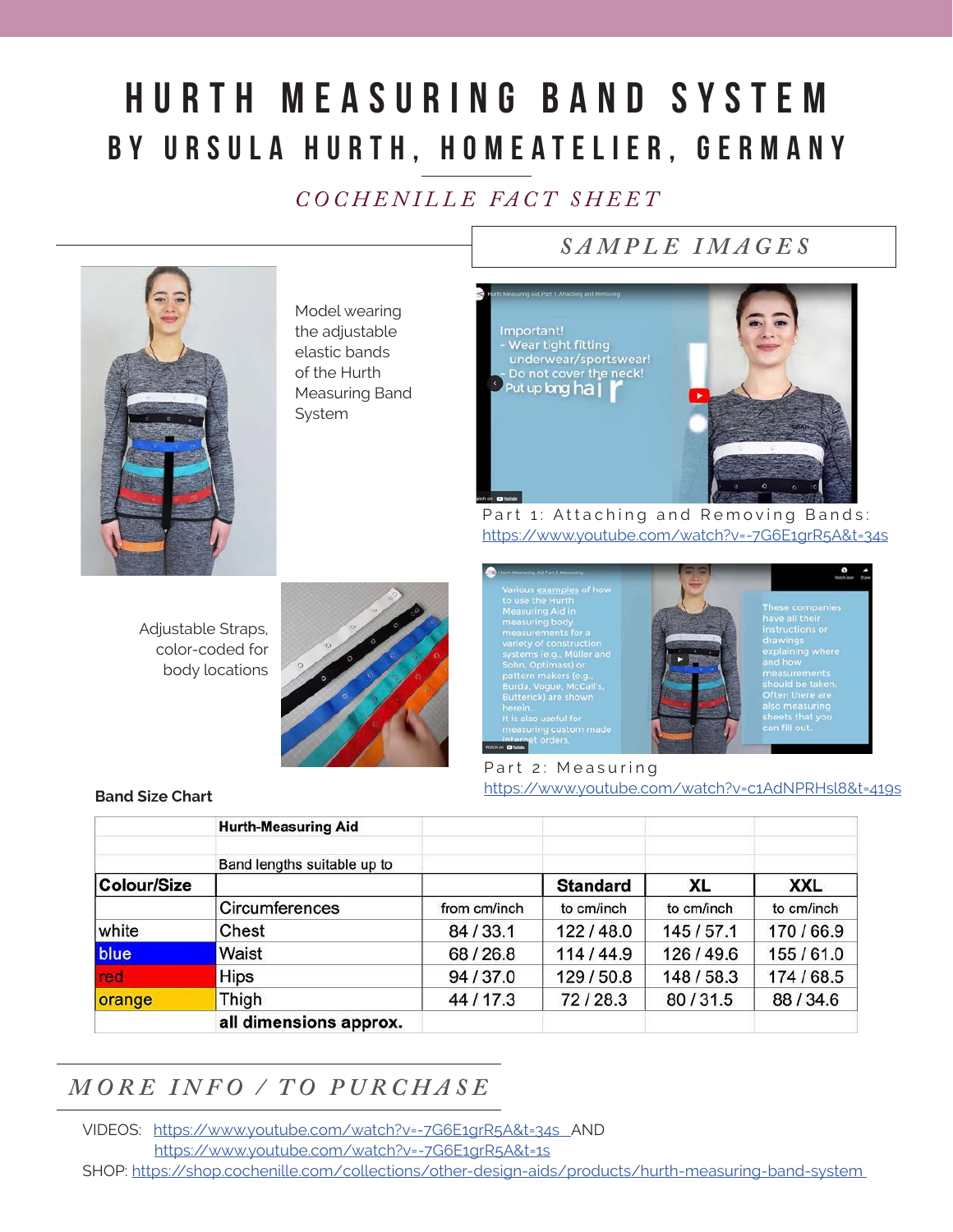# HURTH MEASURING BAND SYSTEM

## BY URSULA HURTH, HOMEATELIER, GERMANY

*COCHENILLE FACT SHEET*

## *SAMPLE IMAGES*

Model wearing the adjustable elastic bands of the Hurth Measuring Band System

Adjustable Straps, color-coded for body locations

Part 1: Attaching and Removing Bands: https://www.youtube.com/watch?v=-7G6E1grR5A&t=34s

Part 2: Measuring https://www.youtube.com/watch?v=c1AdNPRHsl8&t=419s

**Band Size Chart**

| | | | | | |
|---|---|---|---|---|---|
| | **Hurth-Measuring Aid** | | | | |
| | Band lengths suitable up to | | | | |
| **Colour/Size** | | | **Standard** | **XL** | **XXL** |
| | Circumferences | from cm/inch | to cm/inch | to cm/inch | to cm/inch |
| white | Chest | 84 / 33.1 | 122 / 48.0 | 145 / 57.1 | 170 / 66.9 |
| blue | Waist | 68 / 26.8 | 114 / 44.9 | 126 / 49.6 | 155 / 61.0 |
| red | Hips | 94 / 37.0 | 129 / 50.8 | 148 / 58.3 | 174 / 68.5 |
| orange | Thigh | 44 / 17.3 | 72 / 28.3 | 80 / 31.5 | 88 / 34.6 |
| | **all dimensions approx.** | | | | |

## *MORE INFO / TO PURCHASE*

VIDEOS: https://www.youtube.com/watch?v=-7G6E1grR5A&t=34s AND https://www.youtube.com/watch?v=-7G6E1grR5A&t=1s

SHOP: https://shop.cochenille.com/collections/other-design-aids/products/hurth-measuring-band-system